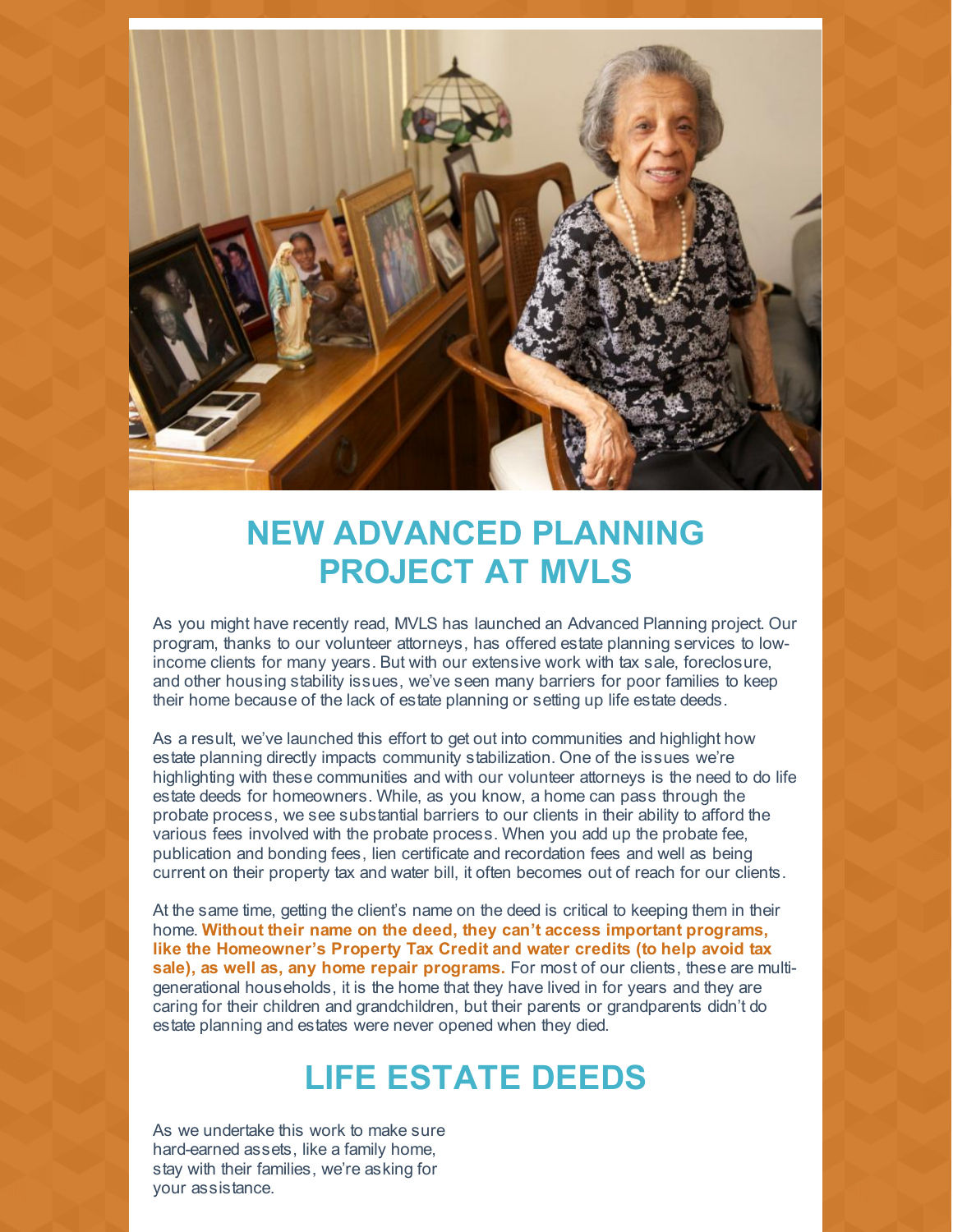# NEW ADVANCED PLANNING PROJECT AT MVLS

As you might have recently read, MVLS has launched an Advanced Planning project. Our program, thanks to our volunteer attorneys, has offered estate planning services to low-income clients for many years. But with our extensive work with tax sale, foreclosure, and other housing stability issues, we've seen many barriers for poor families to keep their home because of the lack of estate planning or setting up life estate deeds.

As a result, we've launched this effort to get out into communities and highlight how estate planning directly impacts community stabilization. One of the issues we're highlighting with these communities and with our volunteer attorneys is the need to do life estate deeds for homeowners. While, as you know, a home can pass through the probate process, we see substantial barriers to our clients in their ability to afford the various fees involved with the probate process. When you add up the probate fee, publication and bonding fees, lien certificate and recordation fees and well as being current on their property tax and water bill, it often becomes out of reach for our clients.

At the same time, getting the client's name on the deed is critical to keeping them in their home. **Without their name on the deed, they can't access important programs, like the Homeowner's Property Tax Credit and water credits (to help avoid tax sale), as well as, any home repair programs.** For most of our clients, these are multi-generational households, it is the home that they have lived in for years and they are caring for their children and grandchildren, but their parents or grandparents didn't do estate planning and estates were never opened when they died.

# LIFE ESTATE DEEDS

As we undertake this work to make sure hard-earned assets, like a family home, stay with their families, we're asking for your assistance.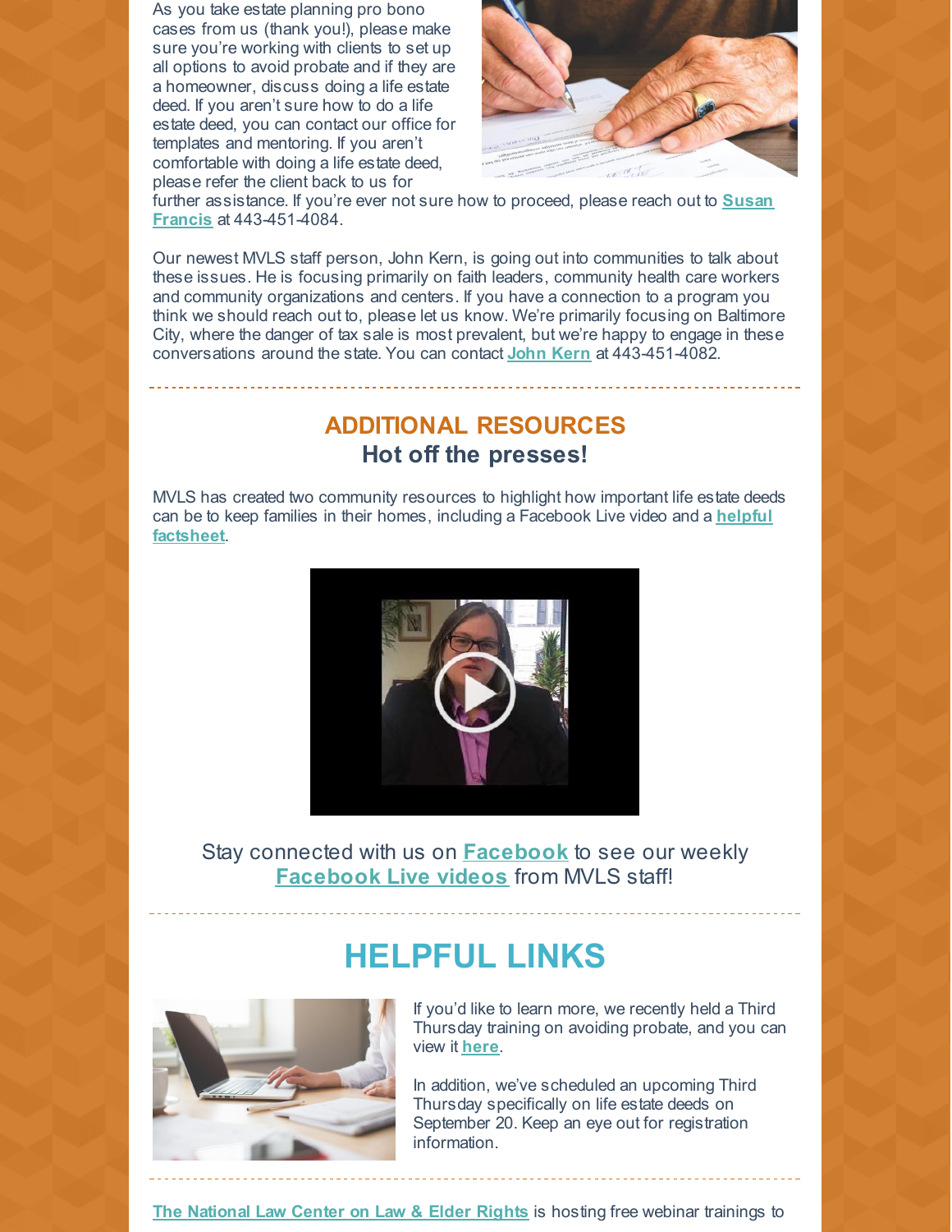As you take estate planning pro bono cases from us (thank you!), please make sure you're working with clients to set up all options to avoid probate and if they are a homeowner, discuss doing a life estate deed. If you aren't sure how to do a life estate deed, you can contact our office for templates and mentoring. If you aren't comfortable with doing a life estate deed, please refer the client back to us for further assistance. If you're ever not sure how to proceed, please reach out to **Susan Francis** at 443-451-4084.

Our newest MVLS staff person, John Kern, is going out into communities to talk about these issues. He is focusing primarily on faith leaders, community health care workers and community organizations and centers. If you have a connection to a program you think we should reach out to, please let us know. We're primarily focusing on Baltimore City, where the danger of tax sale is most prevalent, but we're happy to engage in these conversations around the state. You can contact **John Kern** at 443-451-4082.

## ADDITIONAL RESOURCES

### Hot off the presses!

MVLS has created two community resources to highlight how important life estate deeds can be to keep families in their homes, including a Facebook Live video and a **helpful factsheet**.

Stay connected with us on **Facebook** to see our weekly **Facebook Live videos** from MVLS staff!

## HELPFUL LINKS

If you'd like to learn more, we recently held a Third Thursday training on avoiding probate, and you can view it **here**.

In addition, we've scheduled an upcoming Third Thursday specifically on life estate deeds on September 20. Keep an eye out for registration information.

**The National Law Center on Law & Elder Rights** is hosting free webinar trainings to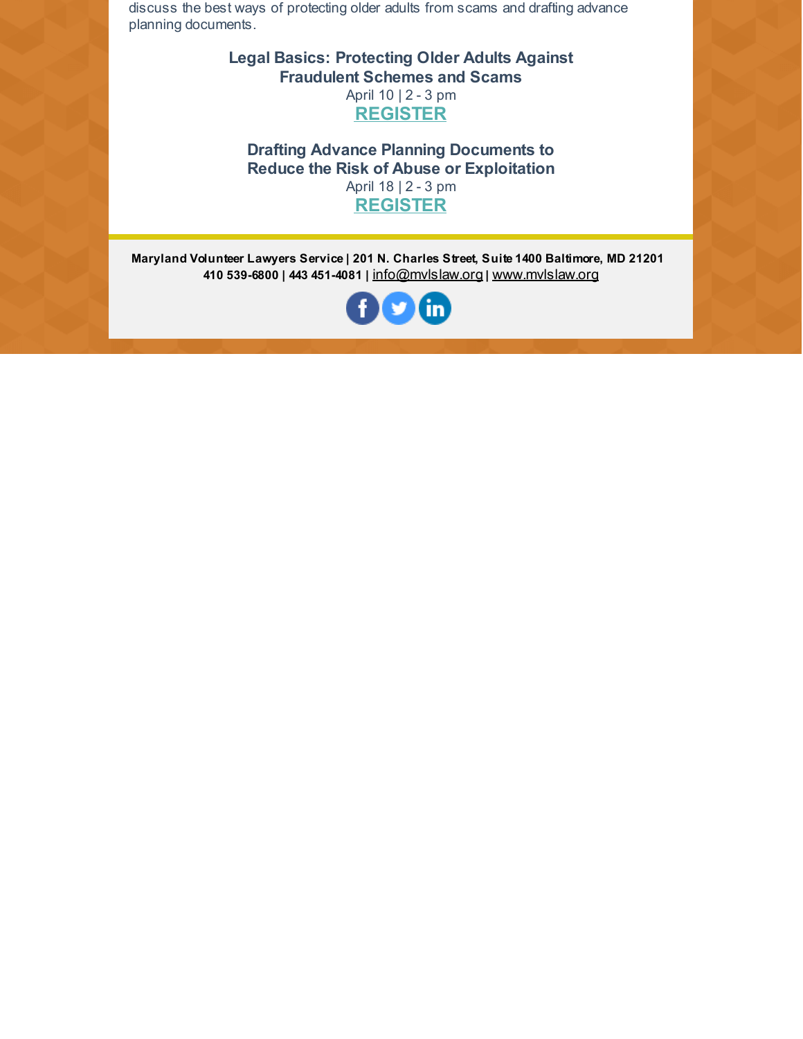discuss the best ways of protecting older adults from scams and drafting advance planning documents.

**Legal Basics: Protecting Older Adults Against Fraudulent Schemes and Scams**
April 10 | 2 - 3 pm
**REGISTER**

**Drafting Advance Planning Documents to Reduce the Risk of Abuse or Exploitation**
April 18 | 2 - 3 pm
**REGISTER**

**Maryland Volunteer Lawyers Service | 201 N. Charles Street, Suite 1400 Baltimore, MD 21201**
**410 539-6800 | 443 451-4081 |** info@mvlslaw.org **|** www.mvlslaw.org